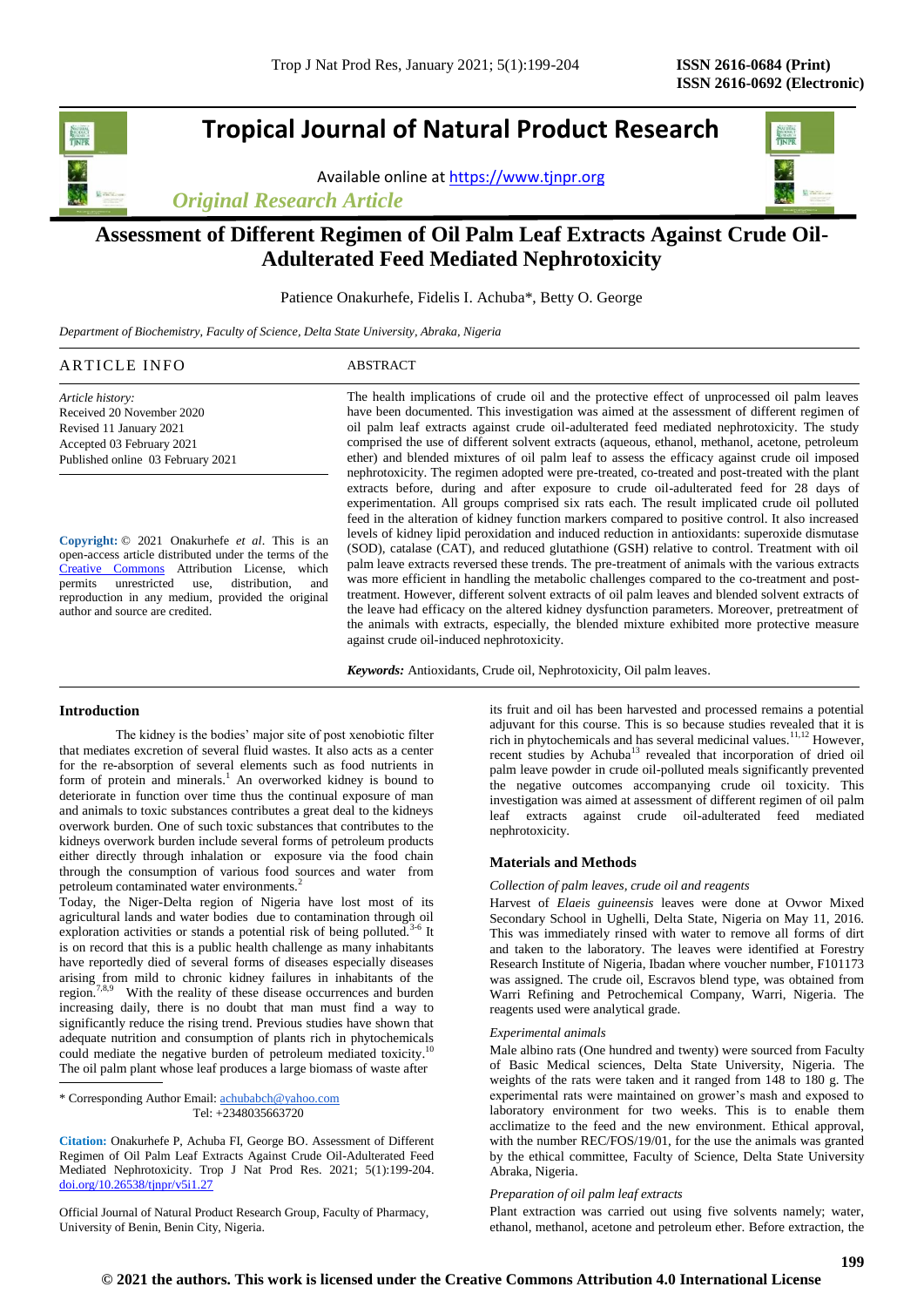# Tropical Journal of Natural Product Research

Available online at https://www.tjnpr.org

*Original Research Article*

## Assessment of Different Regimen of Oil Palm Leaf Extracts Against Crude Oil-Adulterated Feed Mediated Nephrotoxicity

Patience Onakurhefe, Fidelis I. Achuba*, Betty O. George

*Department of Biochemistry, Faculty of Science, Delta State University, Abraka, Nigeria*

### ARTICLE INFO

*Article history:*
Received 20 November 2020
Revised 11 January 2021
Accepted 03 February 2021
Published online 03 February 2021

**Copyright:** © 2021 Onakurhefe *et al*. This is an open-access article distributed under the terms of the Creative Commons Attribution License, which permits unrestricted use, distribution, and reproduction in any medium, provided the original author and source are credited.

### ABSTRACT

The health implications of crude oil and the protective effect of unprocessed oil palm leaves have been documented. This investigation was aimed at the assessment of different regimen of oil palm leaf extracts against crude oil-adulterated feed mediated nephrotoxicity. The study comprised the use of different solvent extracts (aqueous, ethanol, methanol, acetone, petroleum ether) and blended mixtures of oil palm leaf to assess the efficacy against crude oil imposed nephrotoxicity. The regimen adopted were pre-treated, co-treated and post-treated with the plant extracts before, during and after exposure to crude oil-adulterated feed for 28 days of experimentation. All groups comprised six rats each. The result implicated crude oil polluted feed in the alteration of kidney function markers compared to positive control. It also increased levels of kidney lipid peroxidation and induced reduction in antioxidants: superoxide dismutase (SOD), catalase (CAT), and reduced glutathione (GSH) relative to control. Treatment with oil palm leave extracts reversed these trends. The pre-treatment of animals with the various extracts was more efficient in handling the metabolic challenges compared to the co-treatment and post-treatment. However, different solvent extracts of oil palm leaves and blended solvent extracts of the leave had efficacy on the altered kidney dysfunction parameters. Moreover, pretreatment of the animals with extracts, especially, the blended mixture exhibited more protective measure against crude oil-induced nephrotoxicity.

***Keywords:*** Antioxidants, Crude oil, Nephrotoxicity, Oil palm leaves.

## Introduction

The kidney is the bodies' major site of post xenobiotic filter that mediates excretion of several fluid wastes. It also acts as a center for the re-absorption of several elements such as food nutrients in form of protein and minerals.[1] An overworked kidney is bound to deteriorate in function over time thus the continual exposure of man and animals to toxic substances contributes a great deal to the kidneys overwork burden. One of such toxic substances that contributes to the kidneys overwork burden include several forms of petroleum products either directly through inhalation or exposure via the food chain through the consumption of various food sources and water from petroleum contaminated water environments.[2]

Today, the Niger-Delta region of Nigeria have lost most of its agricultural lands and water bodies due to contamination through oil exploration activities or stands a potential risk of being polluted.[3-6] It is on record that this is a public health challenge as many inhabitants have reportedly died of several forms of diseases especially diseases arising from mild to chronic kidney failures in inhabitants of the region.[7,8,9] With the reality of these disease occurrences and burden increasing daily, there is no doubt that man must find a way to significantly reduce the rising trend. Previous studies have shown that adequate nutrition and consumption of plants rich in phytochemicals could mediate the negative burden of petroleum mediated toxicity.[10] The oil palm plant whose leaf produces a large biomass of waste after its fruit and oil has been harvested and processed remains a potential adjuvant for this course. This is so because studies revealed that it is rich in phytochemicals and has several medicinal values.[11,12] However, recent studies by Achuba[13] revealed that incorporation of dried oil palm leave powder in crude oil-polluted meals significantly prevented the negative outcomes accompanying crude oil toxicity. This investigation was aimed at assessment of different regimen of oil palm leaf extracts against crude oil-adulterated feed mediated nephrotoxicity.

## Materials and Methods

### *Collection of palm leaves, crude oil and reagents*

Harvest of *Elaeis guineensis* leaves were done at Ovwor Mixed Secondary School in Ughelli, Delta State, Nigeria on May 11, 2016. This was immediately rinsed with water to remove all forms of dirt and taken to the laboratory. The leaves were identified at Forestry Research Institute of Nigeria, Ibadan where voucher number, F101173 was assigned. The crude oil, Escravos blend type, was obtained from Warri Refining and Petrochemical Company, Warri, Nigeria. The reagents used were analytical grade.

### *Experimental animals*

Male albino rats (One hundred and twenty) were sourced from Faculty of Basic Medical sciences, Delta State University, Nigeria. The weights of the rats were taken and it ranged from 148 to 180 g. The experimental rats were maintained on grower's mash and exposed to laboratory environment for two weeks. This is to enable them acclimatize to the feed and the new environment. Ethical approval, with the number REC/FOS/19/01, for the use the animals was granted by the ethical committee, Faculty of Science, Delta State University Abraka, Nigeria.

### *Preparation of oil palm leaf extracts*

Plant extraction was carried out using five solvents namely; water, ethanol, methanol, acetone and petroleum ether. Before extraction, the

---

\* Corresponding Author Email: achubabch@yahoo.com
Tel: +2348035663720

**Citation:** Onakurhefe P, Achuba FI, George BO. Assessment of Different Regimen of Oil Palm Leaf Extracts Against Crude Oil-Adulterated Feed Mediated Nephrotoxicity. Trop J Nat Prod Res. 2021; 5(1):199-204. doi.org/10.26538/tjnpr/v5i1.27

Official Journal of Natural Product Research Group, Faculty of Pharmacy, University of Benin, Benin City, Nigeria.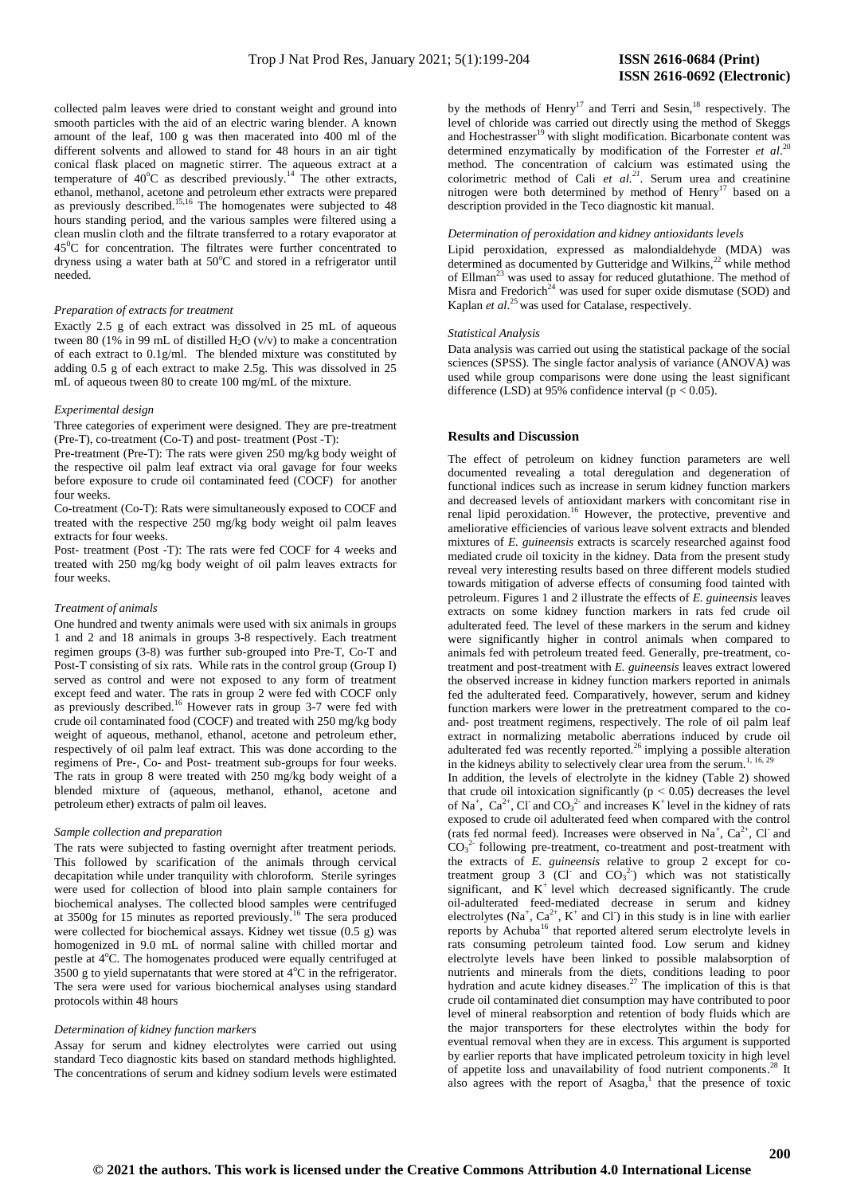collected palm leaves were dried to constant weight and ground into smooth particles with the aid of an electric waring blender. A known amount of the leaf, 100 g was then macerated into 400 ml of the different solvents and allowed to stand for 48 hours in an air tight conical flask placed on magnetic stirrer. The aqueous extract at a temperature of 40°C as described previously.[14] The other extracts, ethanol, methanol, acetone and petroleum ether extracts were prepared as previously described.[15,16] The homogenates were subjected to 48 hours standing period, and the various samples were filtered using a clean muslin cloth and the filtrate transferred to a rotary evaporator at 45°C for concentration. The filtrates were further concentrated to dryness using a water bath at 50°C and stored in a refrigerator until needed.

*Preparation of extracts for treatment*

Exactly 2.5 g of each extract was dissolved in 25 mL of aqueous tween 80 (1% in 99 mL of distilled $H_2O$ (v/v) to make a concentration of each extract to 0.1g/ml. The blended mixture was constituted by adding 0.5 g of each extract to make 2.5g. This was dissolved in 25 mL of aqueous tween 80 to create 100 mg/mL of the mixture.

*Experimental design*

Three categories of experiment were designed. They are pre-treatment (Pre-T), co-treatment (Co-T) and post- treatment (Post -T):

Pre-treatment (Pre-T): The rats were given 250 mg/kg body weight of the respective oil palm leaf extract via oral gavage for four weeks before exposure to crude oil contaminated feed (COCF) for another four weeks.

Co-treatment (Co-T): Rats were simultaneously exposed to COCF and treated with the respective 250 mg/kg body weight oil palm leaves extracts for four weeks.

Post- treatment (Post -T): The rats were fed COCF for 4 weeks and treated with 250 mg/kg body weight of oil palm leaves extracts for four weeks.

*Treatment of animals*

One hundred and twenty animals were used with six animals in groups 1 and 2 and 18 animals in groups 3-8 respectively. Each treatment regimen groups (3-8) was further sub-grouped into Pre-T, Co-T and Post-T consisting of six rats. While rats in the control group (Group I) served as control and were not exposed to any form of treatment except feed and water. The rats in group 2 were fed with COCF only as previously described.[16] However rats in group 3-7 were fed with crude oil contaminated food (COCF) and treated with 250 mg/kg body weight of aqueous, methanol, ethanol, acetone and petroleum ether, respectively of oil palm leaf extract. This was done according to the regimens of Pre-, Co- and Post- treatment sub-groups for four weeks. The rats in group 8 were treated with 250 mg/kg body weight of a blended mixture of (aqueous, methanol, ethanol, acetone and petroleum ether) extracts of palm oil leaves.

*Sample collection and preparation*

The rats were subjected to fasting overnight after treatment periods. This followed by scarification of the animals through cervical decapitation while under tranquility with chloroform. Sterile syringes were used for collection of blood into plain sample containers for biochemical analyses. The collected blood samples were centrifuged at 3500g for 15 minutes as reported previously.[16] The sera produced were collected for biochemical assays. Kidney wet tissue (0.5 g) was homogenized in 9.0 mL of normal saline with chilled mortar and pestle at 4°C. The homogenates produced were equally centrifuged at 3500 g to yield supernatants that were stored at 4°C in the refrigerator. The sera were used for various biochemical analyses using standard protocols within 48 hours

*Determination of kidney function markers*

Assay for serum and kidney electrolytes were carried out using standard Teco diagnostic kits based on standard methods highlighted. The concentrations of serum and kidney sodium levels were estimated by the methods of Henry[17] and Terri and Sesin,[18] respectively. The level of chloride was carried out directly using the method of Skeggs and Hochestrasser[19] with slight modification. Bicarbonate content was determined enzymatically by modification of the Forrester *et al*.[20] method. The concentration of calcium was estimated using the colorimetric method of Cali *et al.*[21]. Serum urea and creatinine nitrogen were both determined by method of Henry[17] based on a description provided in the Teco diagnostic kit manual.

*Determination of peroxidation and kidney antioxidants levels*

Lipid peroxidation, expressed as malondialdehyde (MDA) was determined as documented by Gutteridge and Wilkins,[22] while method of Ellman[23] was used to assay for reduced glutathione. The method of Misra and Fredorich[24] was used for super oxide dismutase (SOD) and Kaplan *et al*.[25] was used for Catalase, respectively.

*Statistical Analysis*

Data analysis was carried out using the statistical package of the social sciences (SPSS). The single factor analysis of variance (ANOVA) was used while group comparisons were done using the least significant difference (LSD) at 95% confidence interval ($p < 0.05$).

## Results and Discussion

The effect of petroleum on kidney function parameters are well documented revealing a total deregulation and degeneration of functional indices such as increase in serum kidney function markers and decreased levels of antioxidant markers with concomitant rise in renal lipid peroxidation.[16] However, the protective, preventive and ameliorative efficiencies of various leave solvent extracts and blended mixtures of *E. guineensis* extracts is scarcely researched against food mediated crude oil toxicity in the kidney. Data from the present study reveal very interesting results based on three different models studied towards mitigation of adverse effects of consuming food tainted with petroleum. Figures 1 and 2 illustrate the effects of *E. guineensis* leaves extracts on some kidney function markers in rats fed crude oil adulterated feed. The level of these markers in the serum and kidney were significantly higher in control animals when compared to animals fed with petroleum treated feed. Generally, pre-treatment, co-treatment and post-treatment with *E. guineensis* leaves extract lowered the observed increase in kidney function markers reported in animals fed the adulterated feed. Comparatively, however, serum and kidney function markers were lower in the pretreatment compared to the co- and- post treatment regimens, respectively. The role of oil palm leaf extract in normalizing metabolic aberrations induced by crude oil adulterated fed was recently reported.[26] implying a possible alteration in the kidneys ability to selectively clear urea from the serum.[1, 16, 29]

In addition, the levels of electrolyte in the kidney (Table 2) showed that crude oil intoxication significantly ($p < 0.05$) decreases the level of $Na^+$, $Ca^{2+}$, $Cl^-$ and $CO_3^{2-}$ and increases $K^+$ level in the kidney of rats exposed to crude oil adulterated feed when compared with the control (rats fed normal feed). Increases were observed in $Na^+$, $Ca^{2+}$, $Cl^-$ and $CO_3^{2-}$ following pre-treatment, co-treatment and post-treatment with the extracts of *E. guineensis* relative to group 2 except for co-treatment group 3 ($Cl^-$ and $CO_3^{2-}$) which was not statistically significant, and $K^+$ level which decreased significantly. The crude oil-adulterated feed-mediated decrease in serum and kidney electrolytes ($Na^+$, $Ca^{2+}$, $K^+$ and $Cl^-$) in this study is in line with earlier reports by Achuba[16] that reported altered serum electrolyte levels in rats consuming petroleum tainted food. Low serum and kidney electrolyte levels have been linked to possible malabsorption of nutrients and minerals from the diets, conditions leading to poor hydration and acute kidney diseases.[27] The implication of this is that crude oil contaminated diet consumption may have contributed to poor level of mineral reabsorption and retention of body fluids which are the major transporters for these electrolytes within the body for eventual removal when they are in excess. This argument is supported by earlier reports that have implicated petroleum toxicity in high level of appetite loss and unavailability of food nutrient components.[28] It also agrees with the report of Asagba,[1] that the presence of toxic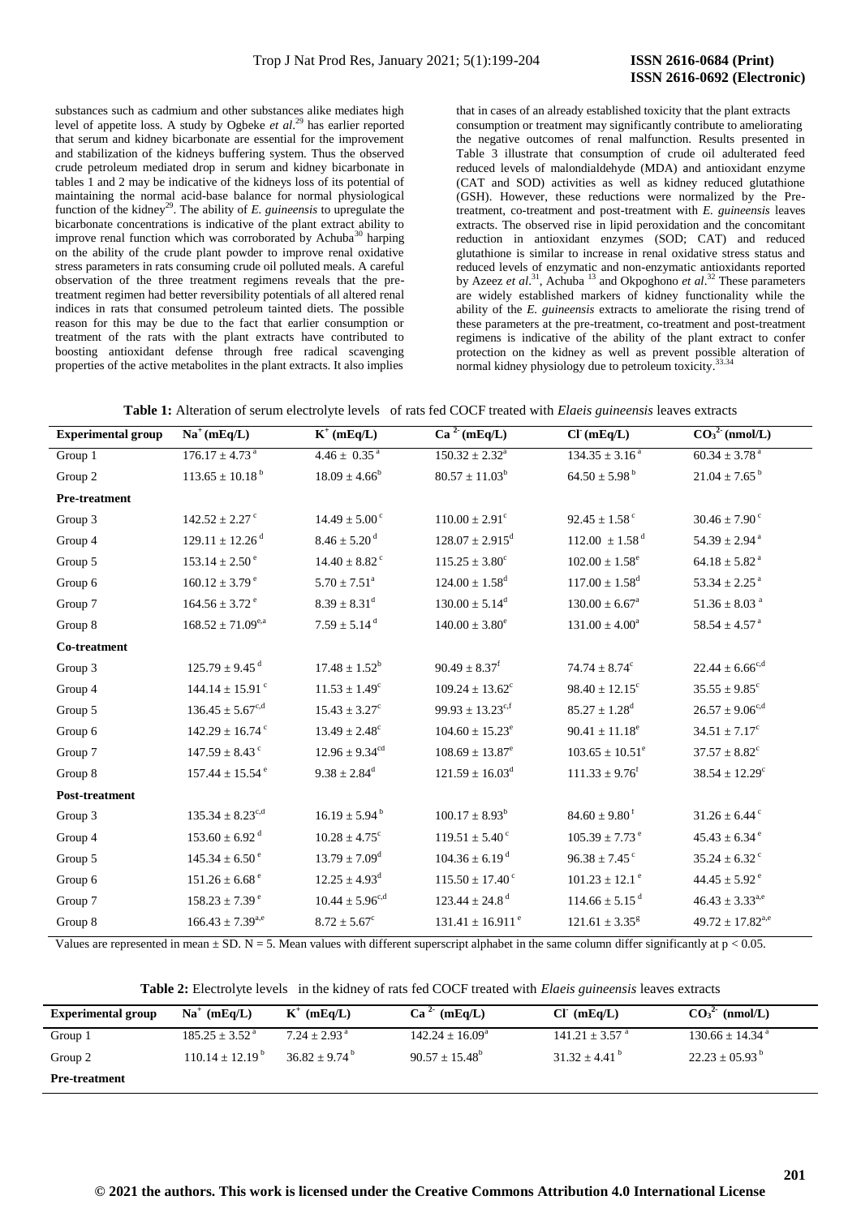substances such as cadmium and other substances alike mediates high level of appetite loss. A study by Ogbeke *et al*.[29] has earlier reported that serum and kidney bicarbonate are essential for the improvement and stabilization of the kidneys buffering system. Thus the observed crude petroleum mediated drop in serum and kidney bicarbonate in tables 1 and 2 may be indicative of the kidneys loss of its potential of maintaining the normal acid-base balance for normal physiological function of the kidney[29]. The ability of *E. guineensis* to upregulate the bicarbonate concentrations is indicative of the plant extract ability to improve renal function which was corroborated by Achuba[30] harping on the ability of the crude plant powder to improve renal oxidative stress parameters in rats consuming crude oil polluted meals. A careful observation of the three treatment regimens reveals that the pre-treatment regimen had better reversibility potentials of all altered renal indices in rats that consumed petroleum tainted diets. The possible reason for this may be due to the fact that earlier consumption or treatment of the rats with the plant extracts have contributed to boosting antioxidant defense through free radical scavenging properties of the active metabolites in the plant extracts. It also implies that in cases of an already established toxicity that the plant extracts consumption or treatment may significantly contribute to ameliorating the negative outcomes of renal malfunction. Results presented in Table 3 illustrate that consumption of crude oil adulterated feed reduced levels of malondialdehyde (MDA) and antioxidant enzyme (CAT and SOD) activities as well as kidney reduced glutathione (GSH). However, these reductions were normalized by the Pre-treatment, co-treatment and post-treatment with *E. guineensis* leaves extracts. The observed rise in lipid peroxidation and the concomitant reduction in antioxidant enzymes (SOD; CAT) and reduced glutathione is similar to increase in renal oxidative stress status and reduced levels of enzymatic and non-enzymatic antioxidants reported by Azeez *et al*.[31], Achuba [13] and Okpoghono *et al*.[32] These parameters are widely established markers of kidney functionality while the ability of the *E. guineensis* extracts to ameliorate the rising trend of these parameters at the pre-treatment, co-treatment and post-treatment regimens is indicative of the ability of the plant extract to confer protection on the kidney as well as prevent possible alteration of normal kidney physiology due to petroleum toxicity.[33,34]

**Table 1:** Alteration of serum electrolyte levels of rats fed COCF treated with *Elaeis guineensis* leaves extracts

| Experimental group | $Na^+$ (mEq/L) | $K^+$ (mEq/L) | $Ca^{2-}$ (mEq/L) | $Cl^-$ (mEq/L) | $CO_3^{2-}$ (nmol/L) |
|---|---|---|---|---|---|
| Group 1 | $176.17 \pm 4.73^a$ | $4.46 \pm 0.35^a$ | $150.32 \pm 2.32^a$ | $134.35 \pm 3.16^a$ | $60.34 \pm 3.78^a$ |
| Group 2 | $113.65 \pm 10.18^b$ | $18.09 \pm 4.66^b$ | $80.57 \pm 11.03^b$ | $64.50 \pm 5.98^b$ | $21.04 \pm 7.65^b$ |
| **Pre-treatment** | | | | | |
| Group 3 | $142.52 \pm 2.27^c$ | $14.49 \pm 5.00^c$ | $110.00 \pm 2.91^c$ | $92.45 \pm 1.58^c$ | $30.46 \pm 7.90^c$ |
| Group 4 | $129.11 \pm 12.26^d$ | $8.46 \pm 5.20^d$ | $128.07 \pm 2.915^d$ | $112.00 \pm 1.58^d$ | $54.39 \pm 2.94^a$ |
| Group 5 | $153.14 \pm 2.50^e$ | $14.40 \pm 8.82^c$ | $115.25 \pm 3.80^c$ | $102.00 \pm 1.58^e$ | $64.18 \pm 5.82^a$ |
| Group 6 | $160.12 \pm 3.79^e$ | $5.70 \pm 7.51^a$ | $124.00 \pm 1.58^d$ | $117.00 \pm 1.58^d$ | $53.34 \pm 2.25^a$ |
| Group 7 | $164.56 \pm 3.72^e$ | $8.39 \pm 8.31^d$ | $130.00 \pm 5.14^d$ | $130.00 \pm 6.67^a$ | $51.36 \pm 8.03^a$ |
| Group 8 | $168.52 \pm 71.09^{e,a}$ | $7.59 \pm 5.14^d$ | $140.00 \pm 3.80^e$ | $131.00 \pm 4.00^a$ | $58.54 \pm 4.57^a$ |
| **Co-treatment** | | | | | |
| Group 3 | $125.79 \pm 9.45^d$ | $17.48 \pm 1.52^b$ | $90.49 \pm 8.37^f$ | $74.74 \pm 8.74^c$ | $22.44 \pm 6.66^{c,d}$ |
| Group 4 | $144.14 \pm 15.91^c$ | $11.53 \pm 1.49^c$ | $109.24 \pm 13.62^c$ | $98.40 \pm 12.15^c$ | $35.55 \pm 9.85^c$ |
| Group 5 | $136.45 \pm 5.67^{c,d}$ | $15.43 \pm 3.27^c$ | $99.93 \pm 13.23^{c,f}$ | $85.27 \pm 1.28^d$ | $26.57 \pm 9.06^{c,d}$ |
| Group 6 | $142.29 \pm 16.74^c$ | $13.49 \pm 2.48^c$ | $104.60 \pm 15.23^e$ | $90.41 \pm 11.18^e$ | $34.51 \pm 7.17^c$ |
| Group 7 | $147.59 \pm 8.43^c$ | $12.96 \pm 9.34^{cd}$ | $108.69 \pm 13.87^e$ | $103.65 \pm 10.51^e$ | $37.57 \pm 8.82^c$ |
| Group 8 | $157.44 \pm 15.54^e$ | $9.38 \pm 2.84^d$ | $121.59 \pm 16.03^d$ | $111.33 \pm 9.76^f$ | $38.54 \pm 12.29^c$ |
| **Post-treatment** | | | | | |
| Group 3 | $135.34 \pm 8.23^{c,d}$ | $16.19 \pm 5.94^b$ | $100.17 \pm 8.93^b$ | $84.60 \pm 9.80^f$ | $31.26 \pm 6.44^c$ |
| Group 4 | $153.60 \pm 6.92^d$ | $10.28 \pm 4.75^c$ | $119.51 \pm 5.40^c$ | $105.39 \pm 7.73^e$ | $45.43 \pm 6.34^e$ |
| Group 5 | $145.34 \pm 6.50^e$ | $13.79 \pm 7.09^d$ | $104.36 \pm 6.19^d$ | $96.38 \pm 7.45^c$ | $35.24 \pm 6.32^c$ |
| Group 6 | $151.26 \pm 6.68^e$ | $12.25 \pm 4.93^d$ | $115.50 \pm 17.40^c$ | $101.23 \pm 12.1^e$ | $44.45 \pm 5.92^e$ |
| Group 7 | $158.23 \pm 7.39^e$ | $10.44 \pm 5.96^{c,d}$ | $123.44 \pm 24.8^d$ | $114.66 \pm 5.15^d$ | $46.43 \pm 3.33^{a,e}$ |
| Group 8 | $166.43 \pm 7.39^{a,e}$ | $8.72 \pm 5.67^c$ | $131.41 \pm 16.911^e$ | $121.61 \pm 3.35^g$ | $49.72 \pm 17.82^{a,e}$ |

Values are represented in mean ± SD. N = 5. Mean values with different superscript alphabet in the same column differ significantly at $p < 0.05$.

**Table 2:** Electrolyte levels in the kidney of rats fed COCF treated with *Elaeis guineensis* leaves extracts

| Experimental group | $Na^+$ (mEq/L) | $K^+$ (mEq/L) | $Ca^{2-}$ (mEq/L) | $Cl^-$ (mEq/L) | $CO_3^{2-}$ (nmol/L) |
|---|---|---|---|---|---|
| Group 1 | $185.25 \pm 3.52^a$ | $7.24 \pm 2.93^a$ | $142.24 \pm 16.09^a$ | $141.21 \pm 3.57^a$ | $130.66 \pm 14.34^a$ |
| Group 2 | $110.14 \pm 12.19^b$ | $36.82 \pm 9.74^b$ | $90.57 \pm 15.48^b$ | $31.32 \pm 4.41^b$ | $22.23 \pm 05.93^b$ |
| **Pre-treatment** | | | | | |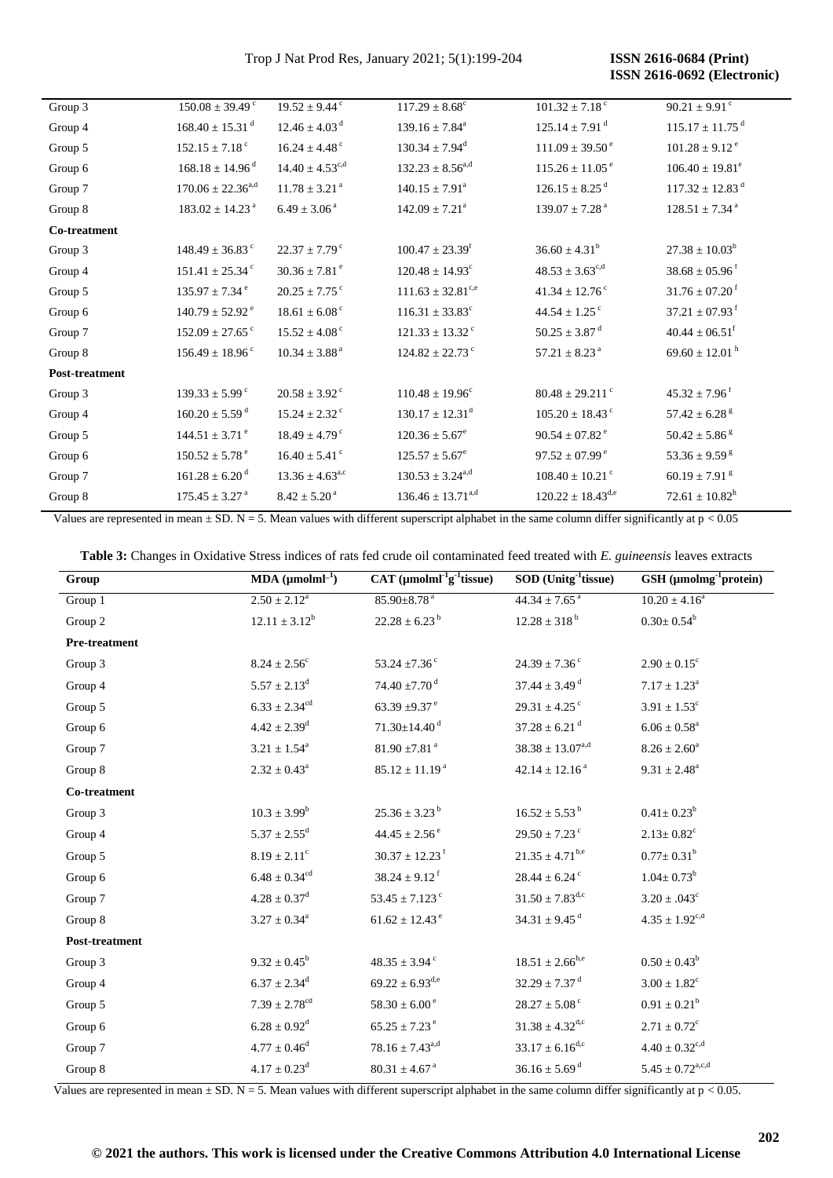| Group 3 | $150.08 \pm 39.49^{c}$ | $19.52 \pm 9.44^{c}$ | $117.29 \pm 8.68^{c}$ | $101.32 \pm 7.18^{c}$ | $90.21 \pm 9.91^{c}$ |
|---|---|---|---|---|---|
| Group 4 | $168.40 \pm 15.31^{d}$ | $12.46 \pm 4.03^{d}$ | $139.16 \pm 7.84^{a}$ | $125.14 \pm 7.91^{d}$ | $115.17 \pm 11.75^{d}$ |
| Group 5 | $152.15 \pm 7.18^{c}$ | $16.24 \pm 4.48^{c}$ | $130.34 \pm 7.94^{d}$ | $111.09 \pm 39.50^{e}$ | $101.28 \pm 9.12^{e}$ |
| Group 6 | $168.18 \pm 14.96^{d}$ | $14.40 \pm 4.53^{c,d}$ | $132.23 \pm 8.56^{a,d}$ | $115.26 \pm 11.05^{e}$ | $106.40 \pm 19.81^{e}$ |
| Group 7 | $170.06 \pm 22.36^{a,d}$ | $11.78 \pm 3.21^{a}$ | $140.15 \pm 7.91^{a}$ | $126.15 \pm 8.25^{d}$ | $117.32 \pm 12.83^{d}$ |
| Group 8 | $183.02 \pm 14.23^{a}$ | $6.49 \pm 3.06^{a}$ | $142.09 \pm 7.21^{a}$ | $139.07 \pm 7.28^{a}$ | $128.51 \pm 7.34^{a}$ |
| **Co-treatment** | | | | | |
| Group 3 | $148.49 \pm 36.83^{c}$ | $22.37 \pm 7.79^{c}$ | $100.47 \pm 23.39^{f}$ | $36.60 \pm 4.31^{b}$ | $27.38 \pm 10.03^{b}$ |
| Group 4 | $151.41 \pm 25.34^{c}$ | $30.36 \pm 7.81^{e}$ | $120.48 \pm 14.93^{c}$ | $48.53 \pm 3.63^{c,d}$ | $38.68 \pm 05.96^{f}$ |
| Group 5 | $135.97 \pm 7.34^{e}$ | $20.25 \pm 7.75^{c}$ | $111.63 \pm 32.81^{c,e}$ | $41.34 \pm 12.76^{c}$ | $31.76 \pm 07.20^{f}$ |
| Group 6 | $140.79 \pm 52.92^{e}$ | $18.61 \pm 6.08^{c}$ | $116.31 \pm 33.83^{c}$ | $44.54 \pm 1.25^{c}$ | $37.21 \pm 07.93^{f}$ |
| Group 7 | $152.09 \pm 27.65^{c}$ | $15.52 \pm 4.08^{c}$ | $121.33 \pm 13.32^{c}$ | $50.25 \pm 3.87^{d}$ | $40.44 \pm 06.51^{f}$ |
| Group 8 | $156.49 \pm 18.96^{c}$ | $10.34 \pm 3.88^{a}$ | $124.82 \pm 22.73^{c}$ | $57.21 \pm 8.23^{a}$ | $69.60 \pm 12.01^{h}$ |
| **Post-treatment** | | | | | |
| Group 3 | $139.33 \pm 5.99^{c}$ | $20.58 \pm 3.92^{c}$ | $110.48 \pm 19.96^{c}$ | $80.48 \pm 29.211^{c}$ | $45.32 \pm 7.96^{f}$ |
| Group 4 | $160.20 \pm 5.59^{d}$ | $15.24 \pm 2.32^{c}$ | $130.17 \pm 12.31^{d}$ | $105.20 \pm 18.43^{c}$ | $57.42 \pm 6.28^{g}$ |
| Group 5 | $144.51 \pm 3.71^{e}$ | $18.49 \pm 4.79^{c}$ | $120.36 \pm 5.67^{e}$ | $90.54 \pm 07.82^{e}$ | $50.42 \pm 5.86^{g}$ |
| Group 6 | $150.52 \pm 5.78^{e}$ | $16.40 \pm 5.41^{c}$ | $125.57 \pm 5.67^{e}$ | $97.52 \pm 07.99^{e}$ | $53.36 \pm 9.59^{g}$ |
| Group 7 | $161.28 \pm 6.20^{d}$ | $13.36 \pm 4.63^{a,c}$ | $130.53 \pm 3.24^{a,d}$ | $108.40 \pm 10.21^{c}$ | $60.19 \pm 7.91^{g}$ |
| Group 8 | $175.45 \pm 3.27^{a}$ | $8.42 \pm 5.20^{a}$ | $136.46 \pm 13.71^{a,d}$ | $120.22 \pm 18.43^{d,e}$ | $72.61 \pm 10.82^{h}$ |

Values are represented in mean ± SD. N = 5. Mean values with different superscript alphabet in the same column differ significantly at $p < 0.05$

**Table 3:** Changes in Oxidative Stress indices of rats fed crude oil contaminated feed treated with *E. guineensis* leaves extracts

| Group | MDA ($\mu$molml$^{-1}$) | CAT ($\mu$molml$^{-1}$g$^{-1}$tissue) | SOD (Unitg$^{-1}$tissue) | GSH ($\mu$molmg$^{-1}$protein) |
|---|---|---|---|---|
| Group 1 | $2.50 \pm 2.12^{a}$ | $85.90 \pm 8.78^{a}$ | $44.34 \pm 7.65^{a}$ | $10.20 \pm 4.16^{a}$ |
| Group 2 | $12.11 \pm 3.12^{b}$ | $22.28 \pm 6.23^{b}$ | $12.28 \pm 318^{b}$ | $0.30 \pm 0.54^{b}$ |
| **Pre-treatment** | | | | |
| Group 3 | $8.24 \pm 2.56^{c}$ | $53.24 \pm 7.36^{c}$ | $24.39 \pm 7.36^{c}$ | $2.90 \pm 0.15^{c}$ |
| Group 4 | $5.57 \pm 2.13^{d}$ | $74.40 \pm 7.70^{d}$ | $37.44 \pm 3.49^{d}$ | $7.17 \pm 1.23^{a}$ |
| Group 5 | $6.33 \pm 2.34^{cd}$ | $63.39 \pm 9.37^{e}$ | $29.31 \pm 4.25^{c}$ | $3.91 \pm 1.53^{c}$ |
| Group 6 | $4.42 \pm 2.39^{d}$ | $71.30 \pm 14.40^{d}$ | $37.28 \pm 6.21^{d}$ | $6.06 \pm 0.58^{a}$ |
| Group 7 | $3.21 \pm 1.54^{a}$ | $81.90 \pm 7.81^{a}$ | $38.38 \pm 13.07^{a,d}$ | $8.26 \pm 2.60^{a}$ |
| Group 8 | $2.32 \pm 0.43^{a}$ | $85.12 \pm 11.19^{a}$ | $42.14 \pm 12.16^{a}$ | $9.31 \pm 2.48^{a}$ |
| **Co-treatment** | | | | |
| Group 3 | $10.3 \pm 3.99^{b}$ | $25.36 \pm 3.23^{b}$ | $16.52 \pm 5.53^{b}$ | $0.41 \pm 0.23^{b}$ |
| Group 4 | $5.37 \pm 2.55^{d}$ | $44.45 \pm 2.56^{e}$ | $29.50 \pm 7.23^{c}$ | $2.13 \pm 0.82^{c}$ |
| Group 5 | $8.19 \pm 2.11^{c}$ | $30.37 \pm 12.23^{f}$ | $21.35 \pm 4.71^{b,e}$ | $0.77 \pm 0.31^{b}$ |
| Group 6 | $6.48 \pm 0.34^{cd}$ | $38.24 \pm 9.12^{f}$ | $28.44 \pm 6.24^{c}$ | $1.04 \pm 0.73^{b}$ |
| Group 7 | $4.28 \pm 0.37^{d}$ | $53.45 \pm 7.123^{c}$ | $31.50 \pm 7.83^{d,c}$ | $3.20 \pm .043^{c}$ |
| Group 8 | $3.27 \pm 0.34^{a}$ | $61.62 \pm 12.43^{e}$ | $34.31 \pm 9.45^{d}$ | $4.35 \pm 1.92^{c,d}$ |
| **Post-treatment** | | | | |
| Group 3 | $9.32 \pm 0.45^{b}$ | $48.35 \pm 3.94^{c}$ | $18.51 \pm 2.66^{b,e}$ | $0.50 \pm 0.43^{b}$ |
| Group 4 | $6.37 \pm 2.34^{d}$ | $69.22 \pm 6.93^{d,e}$ | $32.29 \pm 7.37^{d}$ | $3.00 \pm 1.82^{c}$ |
| Group 5 | $7.39 \pm 2.78^{cd}$ | $58.30 \pm 6.00^{e}$ | $28.27 \pm 5.08^{c}$ | $0.91 \pm 0.21^{b}$ |
| Group 6 | $6.28 \pm 0.92^{d}$ | $65.25 \pm 7.23^{e}$ | $31.38 \pm 4.32^{d,c}$ | $2.71 \pm 0.72^{c}$ |
| Group 7 | $4.77 \pm 0.46^{d}$ | $78.16 \pm 7.43^{a,d}$ | $33.17 \pm 6.16^{d,c}$ | $4.40 \pm 0.32^{c,d}$ |
| Group 8 | $4.17 \pm 0.23^{d}$ | $80.31 \pm 4.67^{a}$ | $36.16 \pm 5.69^{d}$ | $5.45 \pm 0.72^{a,c,d}$ |

Values are represented in mean ± SD. N = 5. Mean values with different superscript alphabet in the same column differ significantly at $p < 0.05$.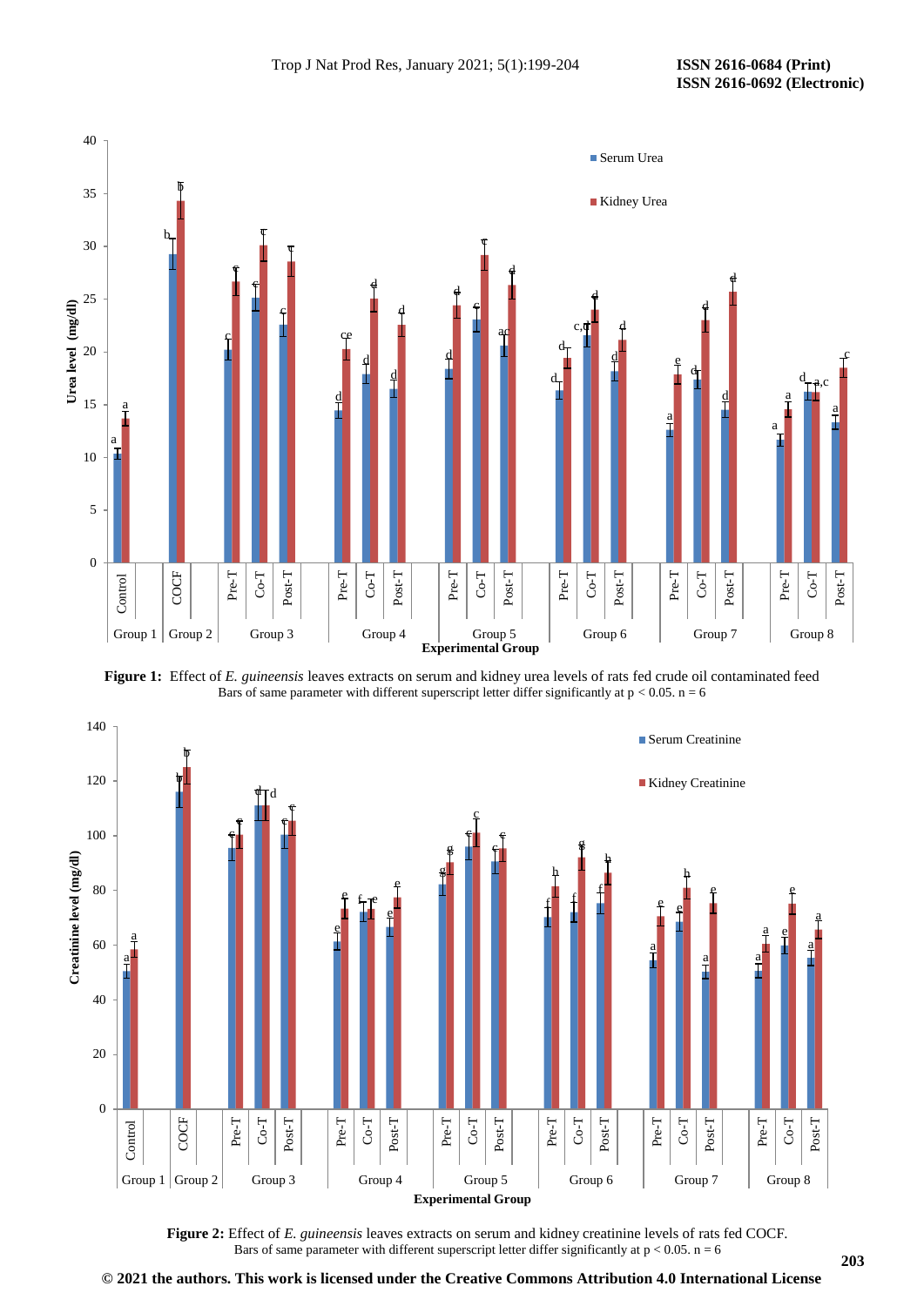**Figure 1:** Effect of *E. guineensis* leaves extracts on serum and kidney urea levels of rats fed crude oil contaminated feed
Bars of same parameter with different superscript letter differ significantly at $p < 0.05$. n = 6

**Figure 2:** Effect of *E. guineensis* leaves extracts on serum and kidney creatinine levels of rats fed COCF.
Bars of same parameter with different superscript letter differ significantly at $p < 0.05$. n = 6

**© 2021 the authors. This work is licensed under the Creative Commons Attribution 4.0 International License**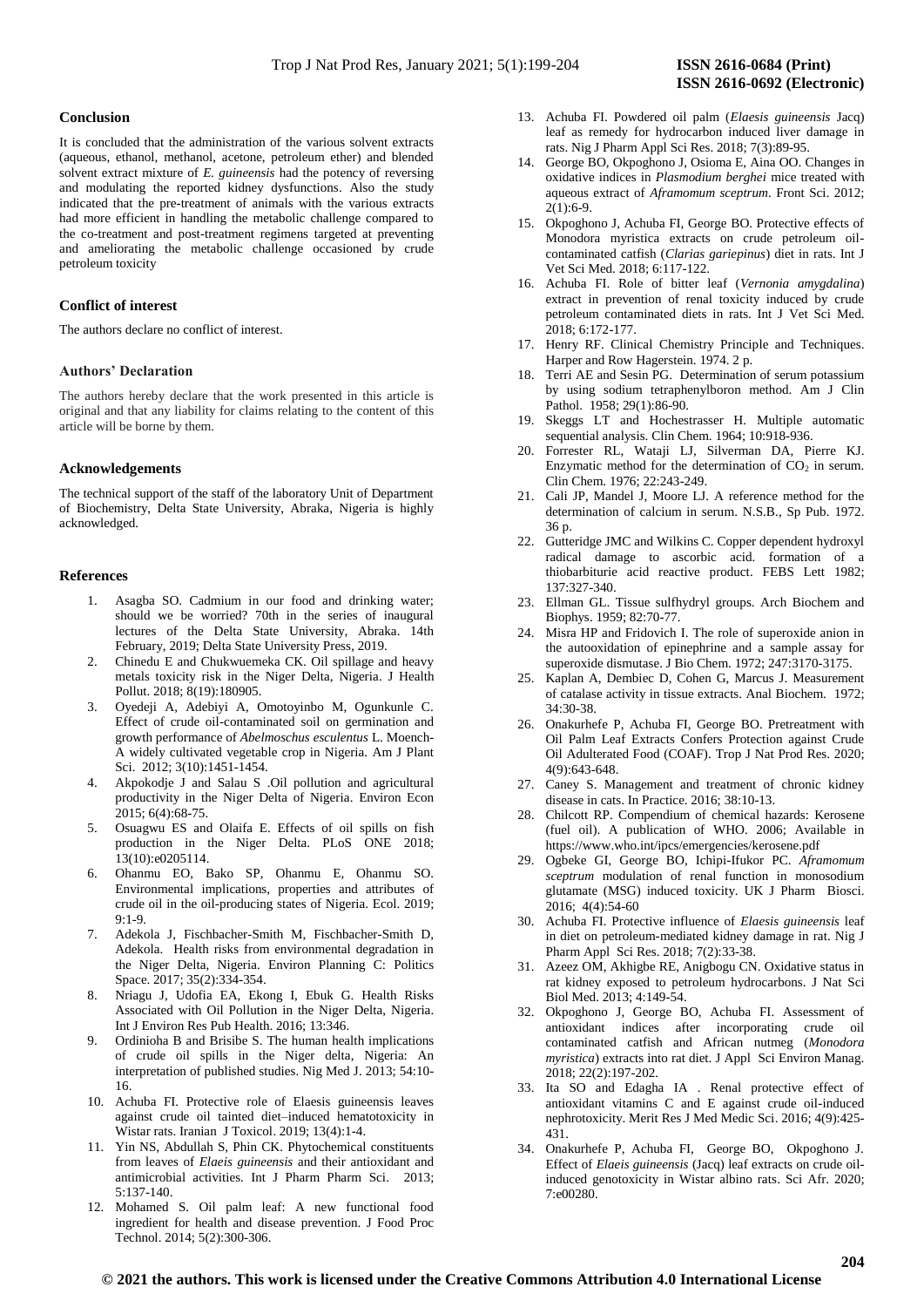## Conclusion

It is concluded that the administration of the various solvent extracts (aqueous, ethanol, methanol, acetone, petroleum ether) and blended solvent extract mixture of *E. guineensis* had the potency of reversing and modulating the reported kidney dysfunctions. Also the study indicated that the pre-treatment of animals with the various extracts had more efficient in handling the metabolic challenge compared to the co-treatment and post-treatment regimens targeted at preventing and ameliorating the metabolic challenge occasioned by crude petroleum toxicity

## Conflict of interest

The authors declare no conflict of interest.

## Authors' Declaration

The authors hereby declare that the work presented in this article is original and that any liability for claims relating to the content of this article will be borne by them.

## Acknowledgements

The technical support of the staff of the laboratory Unit of Department of Biochemistry, Delta State University, Abraka, Nigeria is highly acknowledged.

## References

1. Asagba SO. Cadmium in our food and drinking water; should we be worried? 70th in the series of inaugural lectures of the Delta State University, Abraka. 14th February, 2019; Delta State University Press, 2019.
2. Chinedu E and Chukwuemeka CK. Oil spillage and heavy metals toxicity risk in the Niger Delta, Nigeria. J Health Pollut. 2018; 8(19):180905.
3. Oyedeji A, Adebiyi A, Omotoyinbo M, Ogunkunle C. Effect of crude oil-contaminated soil on germination and growth performance of *Abelmoschus esculentus* L. Moench- A widely cultivated vegetable crop in Nigeria. Am J Plant Sci. 2012; 3(10):1451-1454.
4. Akpokodje J and Salau S .Oil pollution and agricultural productivity in the Niger Delta of Nigeria. Environ Econ 2015; 6(4):68-75.
5. Osuagwu ES and Olaifa E. Effects of oil spills on fish production in the Niger Delta. PLoS ONE 2018; 13(10):e0205114.
6. Ohanmu EO, Bako SP, Ohanmu E, Ohanmu SO. Environmental implications, properties and attributes of crude oil in the oil-producing states of Nigeria. Ecol. 2019; 9:1-9.
7. Adekola J, Fischbacher-Smith M, Fischbacher-Smith D, Adekola. Health risks from environmental degradation in the Niger Delta, Nigeria. Environ Planning C: Politics Space. 2017; 35(2):334-354.
8. Nriagu J, Udofia EA, Ekong I, Ebuk G. Health Risks Associated with Oil Pollution in the Niger Delta, Nigeria. Int J Environ Res Pub Health. 2016; 13:346.
9. Ordinioha B and Brisibe S. The human health implications of crude oil spills in the Niger delta, Nigeria: An interpretation of published studies. Nig Med J. 2013; 54:10-16.
10. Achuba FI. Protective role of Elaesis guineensis leaves against crude oil tainted diet–induced hematotoxicity in Wistar rats. Iranian J Toxicol. 2019; 13(4):1-4.
11. Yin NS, Abdullah S, Phin CK. Phytochemical constituents from leaves of *Elaeis guineensis* and their antioxidant and antimicrobial activities. Int J Pharm Pharm Sci. 2013; 5:137-140.
12. Mohamed S. Oil palm leaf: A new functional food ingredient for health and disease prevention. J Food Proc Technol. 2014; 5(2):300-306.
13. Achuba FI. Powdered oil palm (*Elaesis guineensis* Jacq) leaf as remedy for hydrocarbon induced liver damage in rats. Nig J Pharm Appl Sci Res. 2018; 7(3):89-95.
14. George BO, Okpoghono J, Osioma E, Aina OO. Changes in oxidative indices in *Plasmodium berghei* mice treated with aqueous extract of *Aframomum sceptrum*. Front Sci. 2012; 2(1):6-9.
15. Okpoghono J, Achuba FI, George BO. Protective effects of Monodora myristica extracts on crude petroleum oil-contaminated catfish (*Clarias gariepinus*) diet in rats. Int J Vet Sci Med. 2018; 6:117-122.
16. Achuba FI. Role of bitter leaf (*Vernonia amygdalina*) extract in prevention of renal toxicity induced by crude petroleum contaminated diets in rats. Int J Vet Sci Med. 2018; 6:172-177.
17. Henry RF. Clinical Chemistry Principle and Techniques. Harper and Row Hagerstein. 1974. 2 p.
18. Terri AE and Sesin PG. Determination of serum potassium by using sodium tetraphenylboron method. Am J Clin Pathol. 1958; 29(1):86-90.
19. Skeggs LT and Hochestrasser H. Multiple automatic sequential analysis. Clin Chem. 1964; 10:918-936.
20. Forrester RL, Wataji LJ, Silverman DA, Pierre KJ. Enzymatic method for the determination of $CO_2$ in serum. Clin Chem. 1976; 22:243-249.
21. Cali JP, Mandel J, Moore LJ. A reference method for the determination of calcium in serum. N.S.B., Sp Pub. 1972. 36 p.
22. Gutteridge JMC and Wilkins C. Copper dependent hydroxyl radical damage to ascorbic acid. formation of a thiobarbiturie acid reactive product. FEBS Lett 1982; 137:327-340.
23. Ellman GL. Tissue sulfhydryl groups. Arch Biochem and Biophys. 1959; 82:70-77.
24. Misra HP and Fridovich I. The role of superoxide anion in the autooxidation of epinephrine and a sample assay for superoxide dismutase. J Bio Chem. 1972; 247:3170-3175.
25. Kaplan A, Dembiec D, Cohen G, Marcus J. Measurement of catalase activity in tissue extracts. Anal Biochem. 1972; 34:30-38.
26. Onakurhefe P, Achuba FI, George BO. Pretreatment with Oil Palm Leaf Extracts Confers Protection against Crude Oil Adulterated Food (COAF). Trop J Nat Prod Res. 2020; 4(9):643-648.
27. Caney S. Management and treatment of chronic kidney disease in cats. In Practice. 2016; 38:10-13.
28. Chilcott RP. Compendium of chemical hazards: Kerosene (fuel oil). A publication of WHO. 2006; Available in https://www.who.int/ipcs/emergencies/kerosene.pdf
29. Ogbeke GI, George BO, Ichipi-Ifukor PC. *Aframomum sceptrum* modulation of renal function in monosodium glutamate (MSG) induced toxicity. UK J Pharm Biosci. 2016; 4(4):54-60
30. Achuba FI. Protective influence of *Elaesis guineensis* leaf in diet on petroleum-mediated kidney damage in rat. Nig J Pharm Appl Sci Res. 2018; 7(2):33-38.
31. Azeez OM, Akhigbe RE, Anigbogu CN. Oxidative status in rat kidney exposed to petroleum hydrocarbons. J Nat Sci Biol Med. 2013; 4:149-54.
32. Okpoghono J, George BO, Achuba FI. Assessment of antioxidant indices after incorporating crude oil contaminated catfish and African nutmeg (*Monodora myristica*) extracts into rat diet. J Appl Sci Environ Manag. 2018; 22(2):197-202.
33. Ita SO and Edagha IA . Renal protective effect of antioxidant vitamins C and E against crude oil-induced nephrotoxicity. Merit Res J Med Medic Sci. 2016; 4(9):425-431.
34. Onakurhefe P, Achuba FI, George BO, Okpoghono J. Effect of *Elaeis guineensis* (Jacq) leaf extracts on crude oil-induced genotoxicity in Wistar albino rats. Sci Afr. 2020; 7:e00280.

**© 2021 the authors. This work is licensed under the Creative Commons Attribution 4.0 International License**